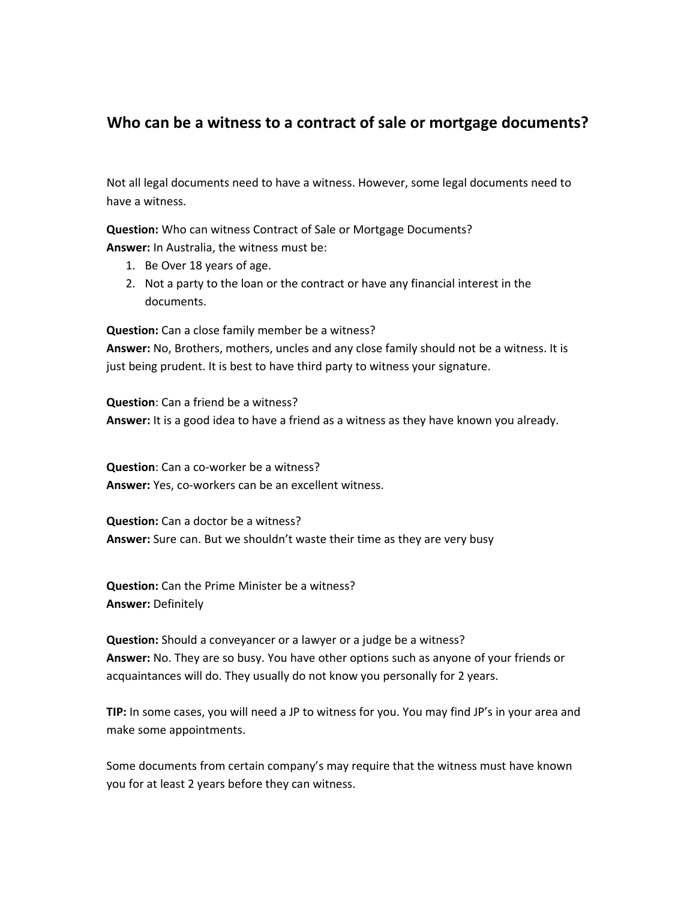# Who can be a witness to a contract of sale or mortgage documents?

Not all legal documents need to have a witness. However, some legal documents need to have a witness.

**Question:** Who can witness Contract of Sale or Mortgage Documents?
**Answer:** In Australia, the witness must be:

1. Be Over 18 years of age.
2. Not a party to the loan or the contract or have any financial interest in the documents.

**Question:** Can a close family member be a witness?
**Answer:** No, Brothers, mothers, uncles and any close family should not be a witness. It is just being prudent. It is best to have third party to witness your signature.

**Question**: Can a friend be a witness?
**Answer:** It is a good idea to have a friend as a witness as they have known you already.

**Question**: Can a co-worker be a witness?
**Answer:** Yes, co-workers can be an excellent witness.

**Question:** Can a doctor be a witness?
**Answer:** Sure can. But we shouldn't waste their time as they are very busy

**Question:** Can the Prime Minister be a witness?
**Answer:** Definitely

**Question:** Should a conveyancer or a lawyer or a judge be a witness?
**Answer:** No. They are so busy. You have other options such as anyone of your friends or acquaintances will do. They usually do not know you personally for 2 years.

**TIP:** In some cases, you will need a JP to witness for you. You may find JP's in your area and make some appointments.

Some documents from certain company's may require that the witness must have known you for at least 2 years before they can witness.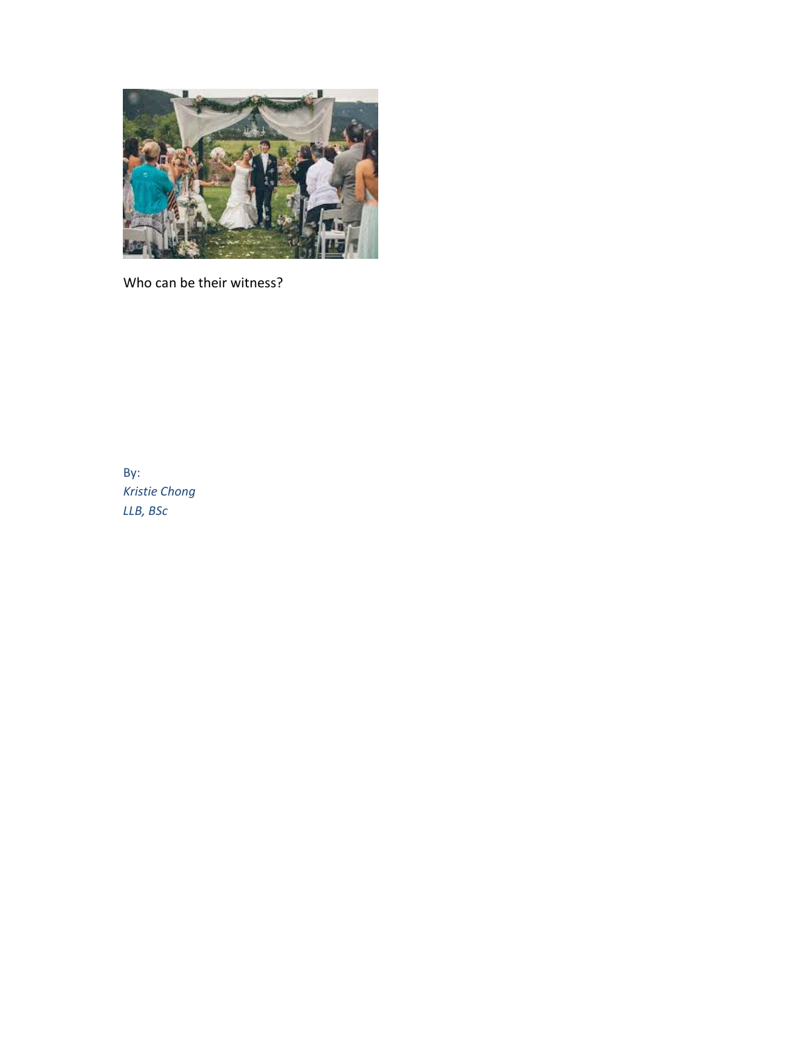Who can be their witness?

By:
*Kristie Chong*
*LLB, BSc*